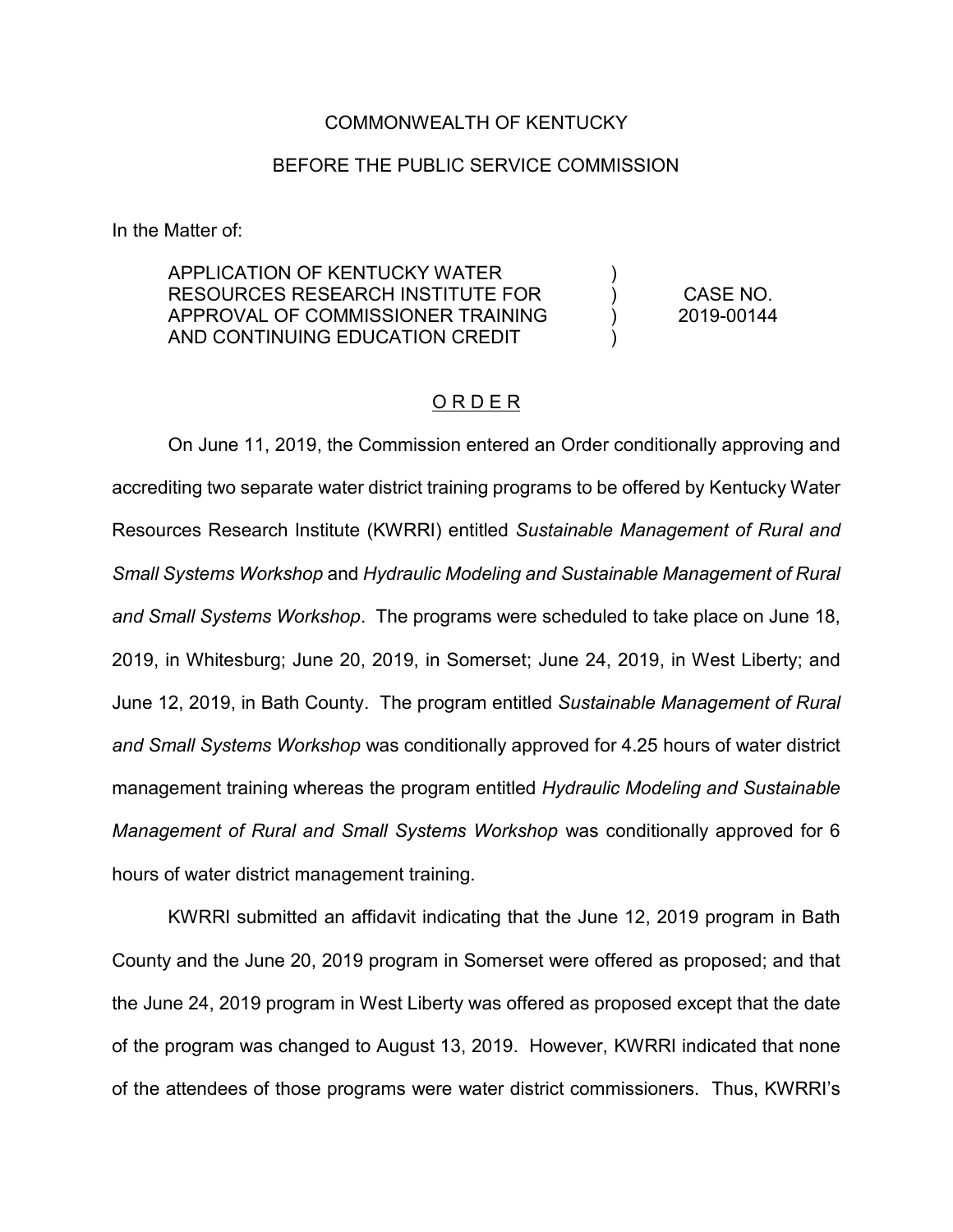COMMONWEALTH OF KENTUCKY

BEFORE THE PUBLIC SERVICE COMMISSION

In the Matter of:

| | | |
|---|---|---|
| APPLICATION OF KENTUCKY WATER RESOURCES RESEARCH INSTITUTE FOR APPROVAL OF COMMISSIONER TRAINING AND CONTINUING EDUCATION CREDIT | ) ) ) ) | CASE NO. 2019-00144 |

# O R D E R

On June 11, 2019, the Commission entered an Order conditionally approving and accrediting two separate water district training programs to be offered by Kentucky Water Resources Research Institute (KWRRI) entitled *Sustainable Management of Rural and Small Systems Workshop* and *Hydraulic Modeling and Sustainable Management of Rural and Small Systems Workshop*. The programs were scheduled to take place on June 18, 2019, in Whitesburg; June 20, 2019, in Somerset; June 24, 2019, in West Liberty; and June 12, 2019, in Bath County. The program entitled *Sustainable Management of Rural and Small Systems Workshop* was conditionally approved for 4.25 hours of water district management training whereas the program entitled *Hydraulic Modeling and Sustainable Management of Rural and Small Systems Workshop* was conditionally approved for 6 hours of water district management training.

KWRRI submitted an affidavit indicating that the June 12, 2019 program in Bath County and the June 20, 2019 program in Somerset were offered as proposed; and that the June 24, 2019 program in West Liberty was offered as proposed except that the date of the program was changed to August 13, 2019. However, KWRRI indicated that none of the attendees of those programs were water district commissioners. Thus, KWRRI's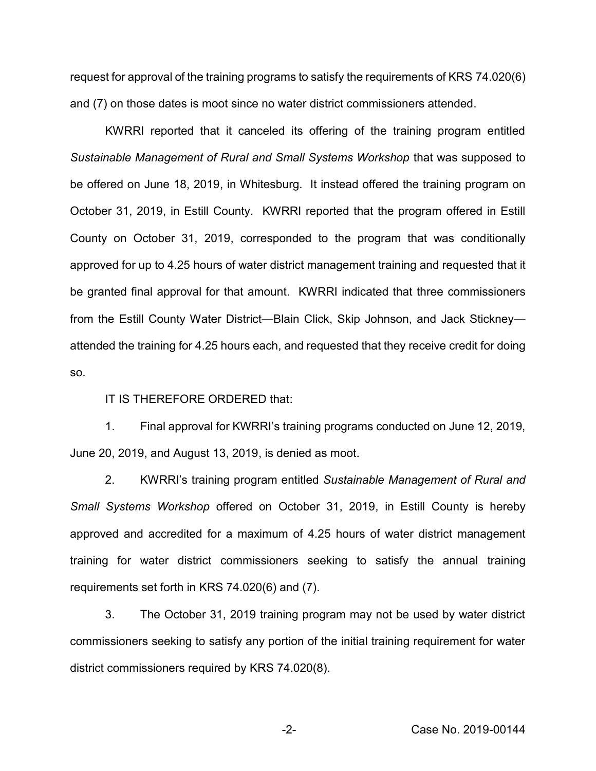request for approval of the training programs to satisfy the requirements of KRS 74.020(6) and (7) on those dates is moot since no water district commissioners attended.

KWRRI reported that it canceled its offering of the training program entitled *Sustainable Management of Rural and Small Systems Workshop* that was supposed to be offered on June 18, 2019, in Whitesburg. It instead offered the training program on October 31, 2019, in Estill County. KWRRI reported that the program offered in Estill County on October 31, 2019, corresponded to the program that was conditionally approved for up to 4.25 hours of water district management training and requested that it be granted final approval for that amount. KWRRI indicated that three commissioners from the Estill County Water District—Blain Click, Skip Johnson, and Jack Stickney—attended the training for 4.25 hours each, and requested that they receive credit for doing so.

IT IS THEREFORE ORDERED that:

1. Final approval for KWRRI's training programs conducted on June 12, 2019, June 20, 2019, and August 13, 2019, is denied as moot.

2. KWRRI's training program entitled *Sustainable Management of Rural and Small Systems Workshop* offered on October 31, 2019, in Estill County is hereby approved and accredited for a maximum of 4.25 hours of water district management training for water district commissioners seeking to satisfy the annual training requirements set forth in KRS 74.020(6) and (7).

3. The October 31, 2019 training program may not be used by water district commissioners seeking to satisfy any portion of the initial training requirement for water district commissioners required by KRS 74.020(8).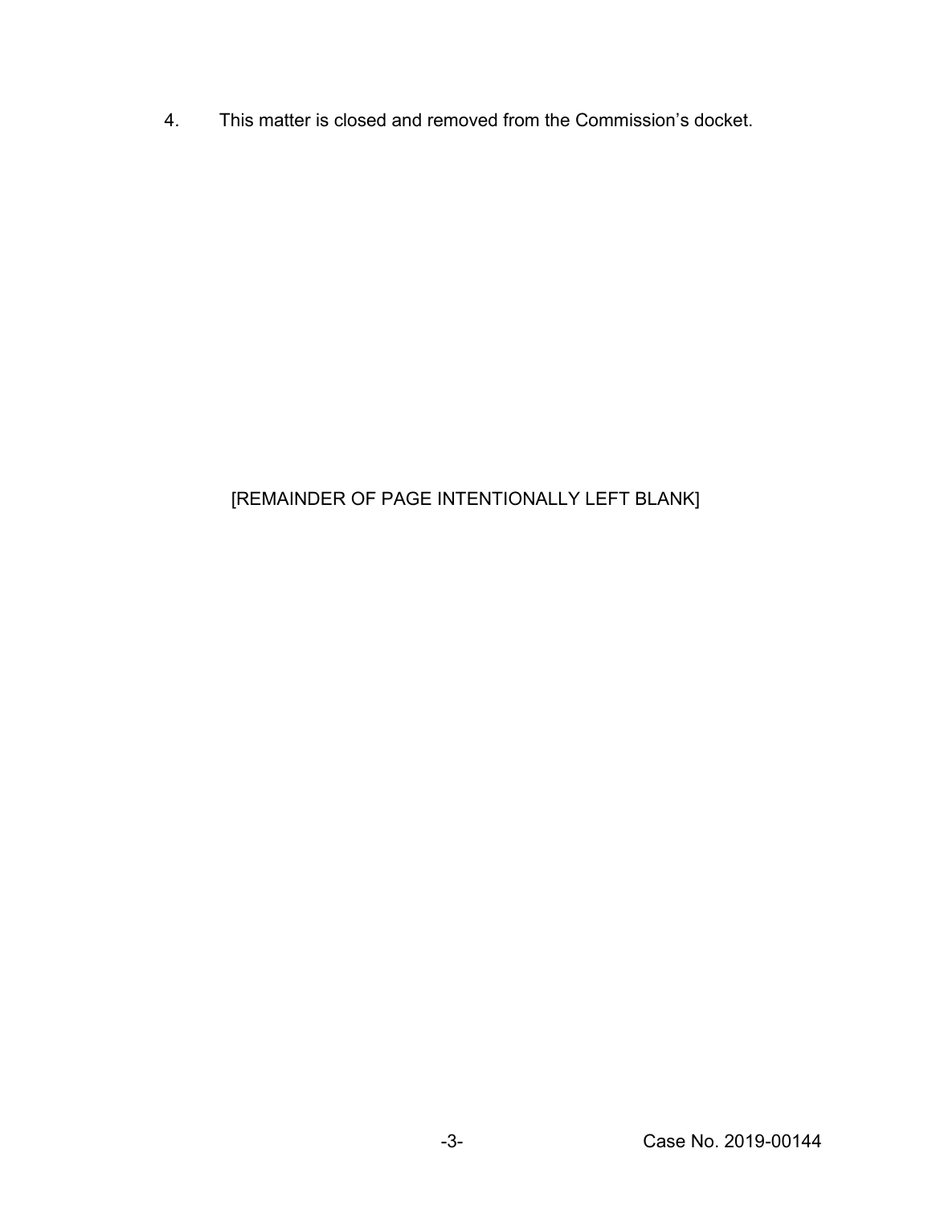4. This matter is closed and removed from the Commission's docket.

[REMAINDER OF PAGE INTENTIONALLY LEFT BLANK]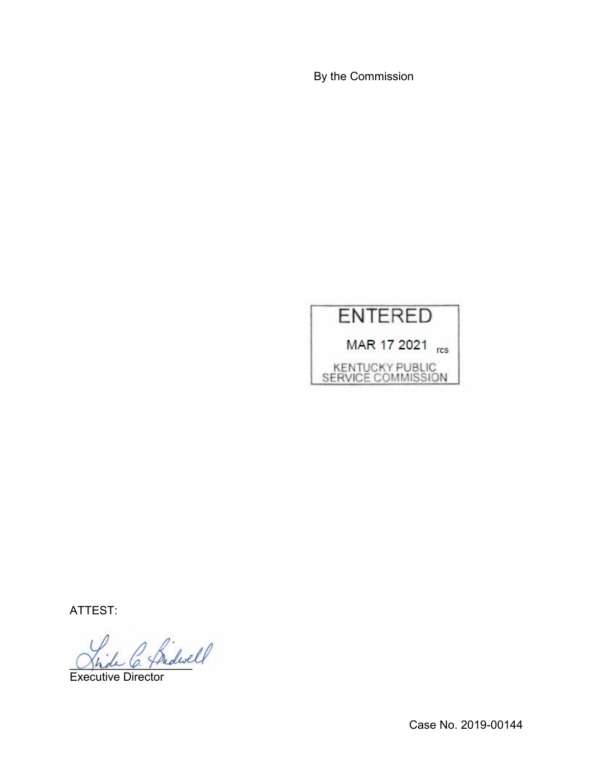By the Commission

ENTERED

MAR 17 2021 rcs

KENTUCKY PUBLIC SERVICE COMMISSION

ATTEST:

Executive Director

Case No. 2019-00144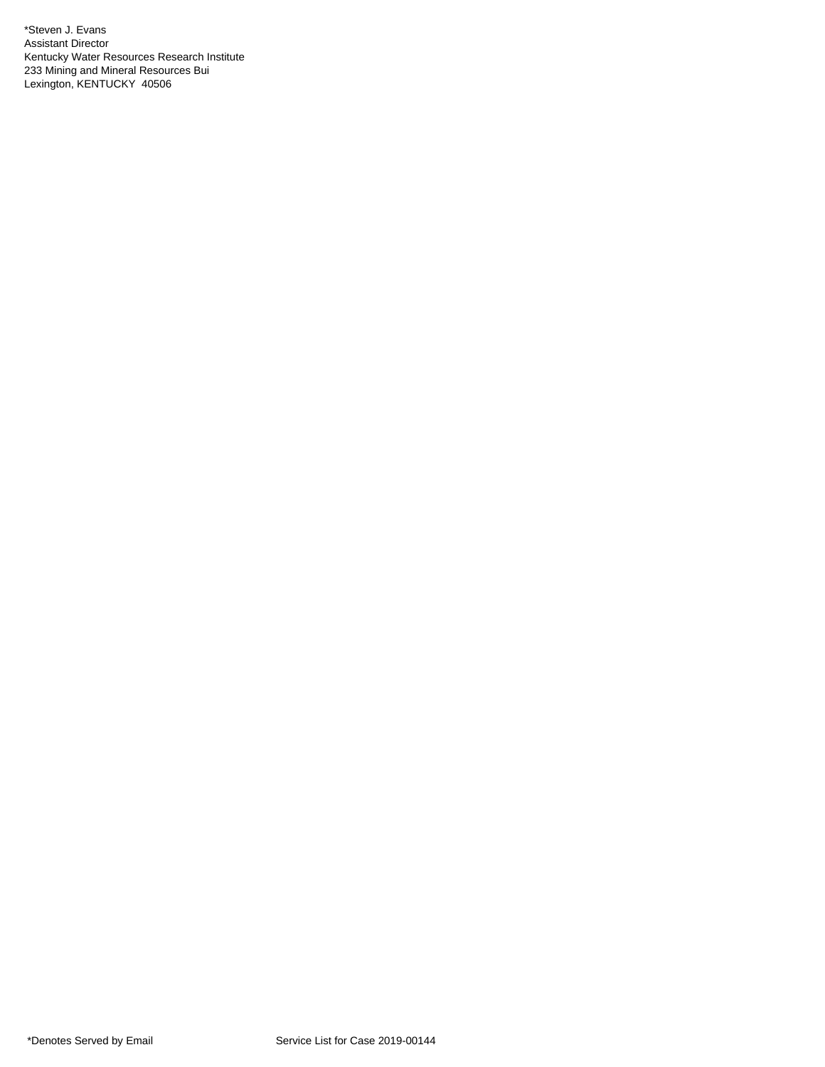*Steven J. Evans
Assistant Director
Kentucky Water Resources Research Institute
233 Mining and Mineral Resources Bui
Lexington, KENTUCKY  40506

*Denotes Served by Email

Service List for Case 2019-00144